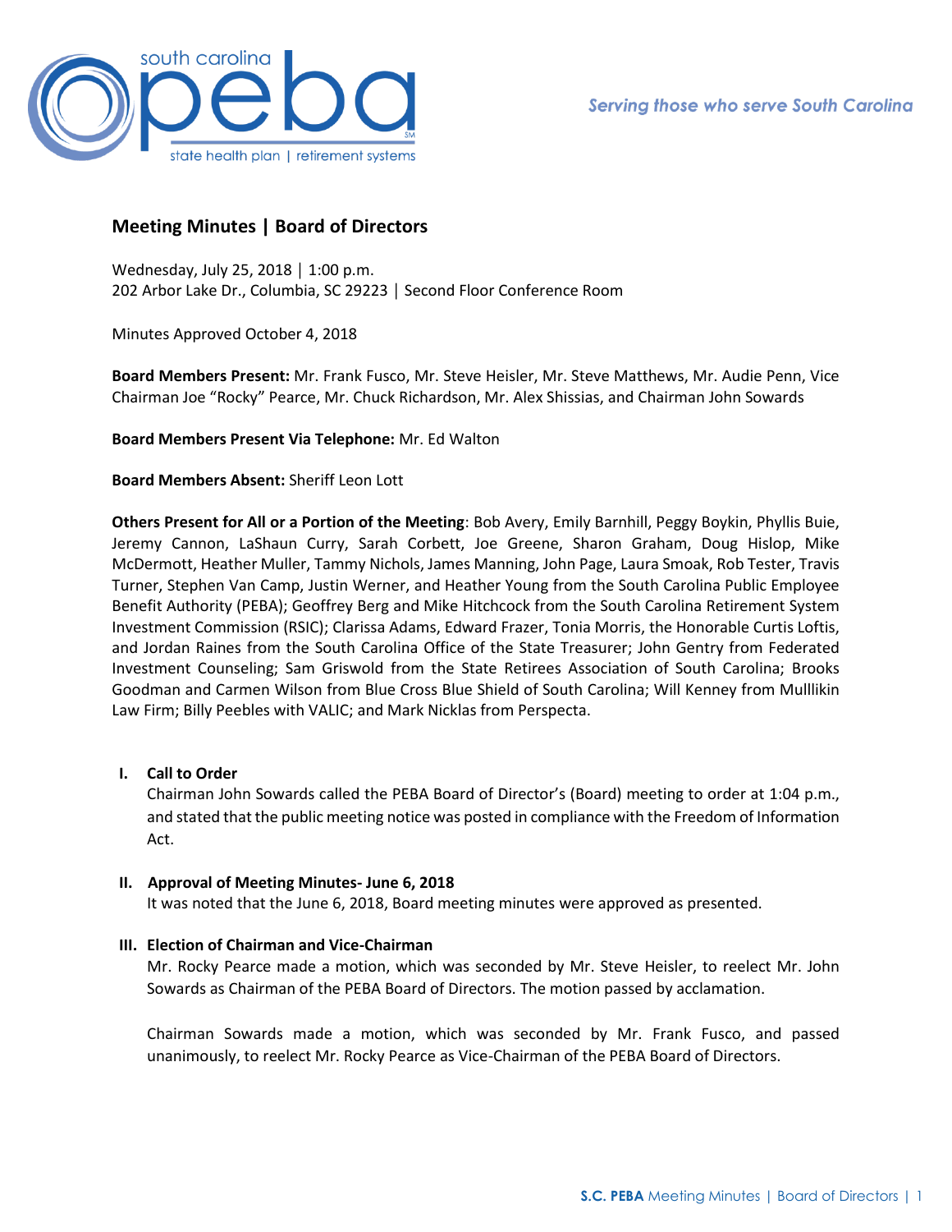# Meeting Minutes | Board of Directors

Wednesday, July 25, 2018 │ 1:00 p.m.
202 Arbor Lake Dr., Columbia, SC 29223 │ Second Floor Conference Room

Minutes Approved October 4, 2018

**Board Members Present:** Mr. Frank Fusco, Mr. Steve Heisler, Mr. Steve Matthews, Mr. Audie Penn, Vice Chairman Joe "Rocky" Pearce, Mr. Chuck Richardson, Mr. Alex Shissias, and Chairman John Sowards

**Board Members Present Via Telephone:** Mr. Ed Walton

**Board Members Absent:** Sheriff Leon Lott

**Others Present for All or a Portion of the Meeting**: Bob Avery, Emily Barnhill, Peggy Boykin, Phyllis Buie, Jeremy Cannon, LaShaun Curry, Sarah Corbett, Joe Greene, Sharon Graham, Doug Hislop, Mike McDermott, Heather Muller, Tammy Nichols, James Manning, John Page, Laura Smoak, Rob Tester, Travis Turner, Stephen Van Camp, Justin Werner, and Heather Young from the South Carolina Public Employee Benefit Authority (PEBA); Geoffrey Berg and Mike Hitchcock from the South Carolina Retirement System Investment Commission (RSIC); Clarissa Adams, Edward Frazer, Tonia Morris, the Honorable Curtis Loftis, and Jordan Raines from the South Carolina Office of the State Treasurer; John Gentry from Federated Investment Counseling; Sam Griswold from the State Retirees Association of South Carolina; Brooks Goodman and Carmen Wilson from Blue Cross Blue Shield of South Carolina; Will Kenney from Mulllikin Law Firm; Billy Peebles with VALIC; and Mark Nicklas from Perspecta.

## I. Call to Order

Chairman John Sowards called the PEBA Board of Director's (Board) meeting to order at 1:04 p.m., and stated that the public meeting notice was posted in compliance with the Freedom of Information Act.

## II. Approval of Meeting Minutes- June 6, 2018

It was noted that the June 6, 2018, Board meeting minutes were approved as presented.

## III. Election of Chairman and Vice-Chairman

Mr. Rocky Pearce made a motion, which was seconded by Mr. Steve Heisler, to reelect Mr. John Sowards as Chairman of the PEBA Board of Directors. The motion passed by acclamation.

Chairman Sowards made a motion, which was seconded by Mr. Frank Fusco, and passed unanimously, to reelect Mr. Rocky Pearce as Vice-Chairman of the PEBA Board of Directors.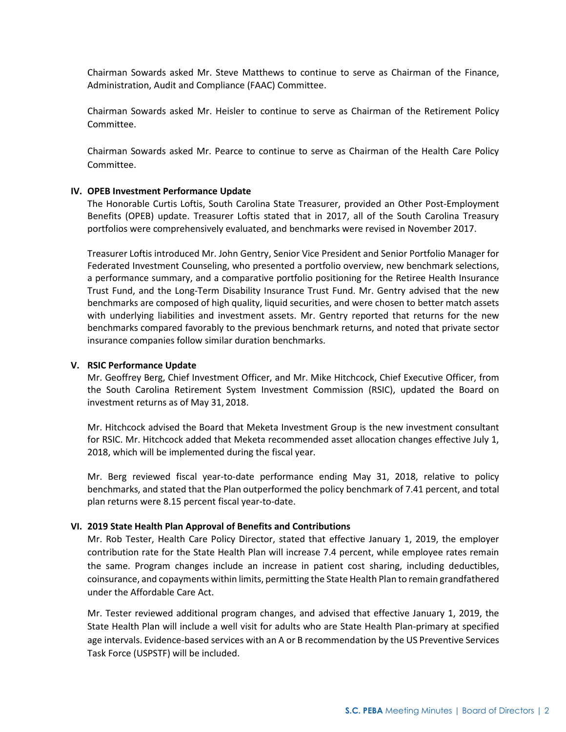Chairman Sowards asked Mr. Steve Matthews to continue to serve as Chairman of the Finance, Administration, Audit and Compliance (FAAC) Committee.

Chairman Sowards asked Mr. Heisler to continue to serve as Chairman of the Retirement Policy Committee.

Chairman Sowards asked Mr. Pearce to continue to serve as Chairman of the Health Care Policy Committee.

## IV. OPEB Investment Performance Update

The Honorable Curtis Loftis, South Carolina State Treasurer, provided an Other Post-Employment Benefits (OPEB) update. Treasurer Loftis stated that in 2017, all of the South Carolina Treasury portfolios were comprehensively evaluated, and benchmarks were revised in November 2017.

Treasurer Loftis introduced Mr. John Gentry, Senior Vice President and Senior Portfolio Manager for Federated Investment Counseling, who presented a portfolio overview, new benchmark selections, a performance summary, and a comparative portfolio positioning for the Retiree Health Insurance Trust Fund, and the Long-Term Disability Insurance Trust Fund. Mr. Gentry advised that the new benchmarks are composed of high quality, liquid securities, and were chosen to better match assets with underlying liabilities and investment assets. Mr. Gentry reported that returns for the new benchmarks compared favorably to the previous benchmark returns, and noted that private sector insurance companies follow similar duration benchmarks.

## V. RSIC Performance Update

Mr. Geoffrey Berg, Chief Investment Officer, and Mr. Mike Hitchcock, Chief Executive Officer, from the South Carolina Retirement System Investment Commission (RSIC), updated the Board on investment returns as of May 31, 2018.

Mr. Hitchcock advised the Board that Meketa Investment Group is the new investment consultant for RSIC. Mr. Hitchcock added that Meketa recommended asset allocation changes effective July 1, 2018, which will be implemented during the fiscal year.

Mr. Berg reviewed fiscal year-to-date performance ending May 31, 2018, relative to policy benchmarks, and stated that the Plan outperformed the policy benchmark of 7.41 percent, and total plan returns were 8.15 percent fiscal year-to-date.

## VI. 2019 State Health Plan Approval of Benefits and Contributions

Mr. Rob Tester, Health Care Policy Director, stated that effective January 1, 2019, the employer contribution rate for the State Health Plan will increase 7.4 percent, while employee rates remain the same. Program changes include an increase in patient cost sharing, including deductibles, coinsurance, and copayments within limits, permitting the State Health Plan to remain grandfathered under the Affordable Care Act.

Mr. Tester reviewed additional program changes, and advised that effective January 1, 2019, the State Health Plan will include a well visit for adults who are State Health Plan-primary at specified age intervals. Evidence-based services with an A or B recommendation by the US Preventive Services Task Force (USPSTF) will be included.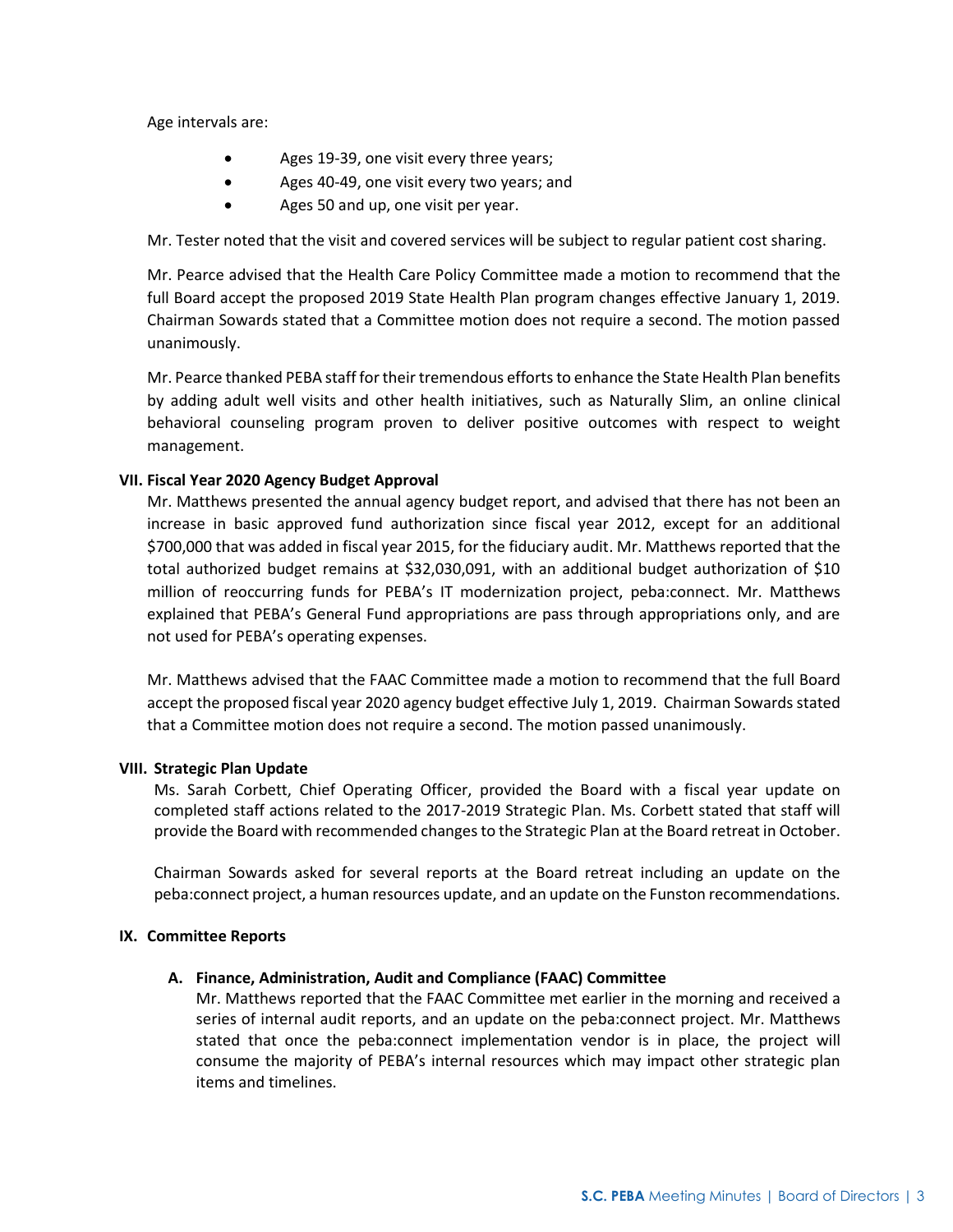Age intervals are:

- Ages 19-39, one visit every three years;
- Ages 40-49, one visit every two years; and
- Ages 50 and up, one visit per year.

Mr. Tester noted that the visit and covered services will be subject to regular patient cost sharing.

Mr. Pearce advised that the Health Care Policy Committee made a motion to recommend that the full Board accept the proposed 2019 State Health Plan program changes effective January 1, 2019. Chairman Sowards stated that a Committee motion does not require a second. The motion passed unanimously.

Mr. Pearce thanked PEBA staff for their tremendous efforts to enhance the State Health Plan benefits by adding adult well visits and other health initiatives, such as Naturally Slim, an online clinical behavioral counseling program proven to deliver positive outcomes with respect to weight management.

### VII. Fiscal Year 2020 Agency Budget Approval

Mr. Matthews presented the annual agency budget report, and advised that there has not been an increase in basic approved fund authorization since fiscal year 2012, except for an additional $700,000 that was added in fiscal year 2015, for the fiduciary audit. Mr. Matthews reported that the total authorized budget remains at $32,030,091, with an additional budget authorization of $10 million of reoccurring funds for PEBA's IT modernization project, peba:connect. Mr. Matthews explained that PEBA's General Fund appropriations are pass through appropriations only, and are not used for PEBA's operating expenses.

Mr. Matthews advised that the FAAC Committee made a motion to recommend that the full Board accept the proposed fiscal year 2020 agency budget effective July 1, 2019. Chairman Sowards stated that a Committee motion does not require a second. The motion passed unanimously.

### VIII. Strategic Plan Update

Ms. Sarah Corbett, Chief Operating Officer, provided the Board with a fiscal year update on completed staff actions related to the 2017-2019 Strategic Plan. Ms. Corbett stated that staff will provide the Board with recommended changes to the Strategic Plan at the Board retreat in October.

Chairman Sowards asked for several reports at the Board retreat including an update on the peba:connect project, a human resources update, and an update on the Funston recommendations.

### IX. Committee Reports

#### A. Finance, Administration, Audit and Compliance (FAAC) Committee

Mr. Matthews reported that the FAAC Committee met earlier in the morning and received a series of internal audit reports, and an update on the peba:connect project. Mr. Matthews stated that once the peba:connect implementation vendor is in place, the project will consume the majority of PEBA's internal resources which may impact other strategic plan items and timelines.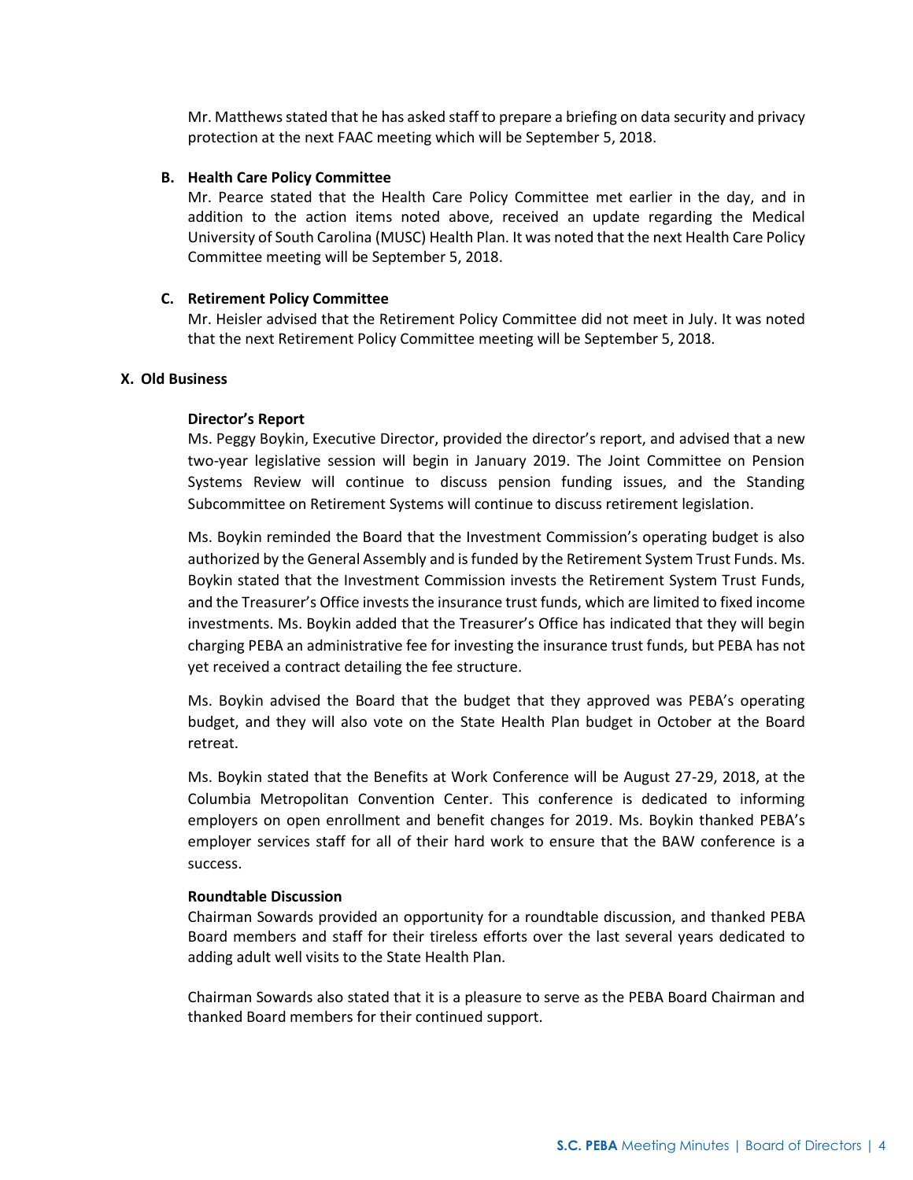Mr. Matthews stated that he has asked staff to prepare a briefing on data security and privacy protection at the next FAAC meeting which will be September 5, 2018.

**B. Health Care Policy Committee**

Mr. Pearce stated that the Health Care Policy Committee met earlier in the day, and in addition to the action items noted above, received an update regarding the Medical University of South Carolina (MUSC) Health Plan. It was noted that the next Health Care Policy Committee meeting will be September 5, 2018.

**C. Retirement Policy Committee**

Mr. Heisler advised that the Retirement Policy Committee did not meet in July. It was noted that the next Retirement Policy Committee meeting will be September 5, 2018.

## X. Old Business

**Director's Report**

Ms. Peggy Boykin, Executive Director, provided the director's report, and advised that a new two-year legislative session will begin in January 2019. The Joint Committee on Pension Systems Review will continue to discuss pension funding issues, and the Standing Subcommittee on Retirement Systems will continue to discuss retirement legislation.

Ms. Boykin reminded the Board that the Investment Commission's operating budget is also authorized by the General Assembly and is funded by the Retirement System Trust Funds. Ms. Boykin stated that the Investment Commission invests the Retirement System Trust Funds, and the Treasurer's Office invests the insurance trust funds, which are limited to fixed income investments. Ms. Boykin added that the Treasurer's Office has indicated that they will begin charging PEBA an administrative fee for investing the insurance trust funds, but PEBA has not yet received a contract detailing the fee structure.

Ms. Boykin advised the Board that the budget that they approved was PEBA's operating budget, and they will also vote on the State Health Plan budget in October at the Board retreat.

Ms. Boykin stated that the Benefits at Work Conference will be August 27-29, 2018, at the Columbia Metropolitan Convention Center. This conference is dedicated to informing employers on open enrollment and benefit changes for 2019. Ms. Boykin thanked PEBA's employer services staff for all of their hard work to ensure that the BAW conference is a success.

**Roundtable Discussion**

Chairman Sowards provided an opportunity for a roundtable discussion, and thanked PEBA Board members and staff for their tireless efforts over the last several years dedicated to adding adult well visits to the State Health Plan.

Chairman Sowards also stated that it is a pleasure to serve as the PEBA Board Chairman and thanked Board members for their continued support.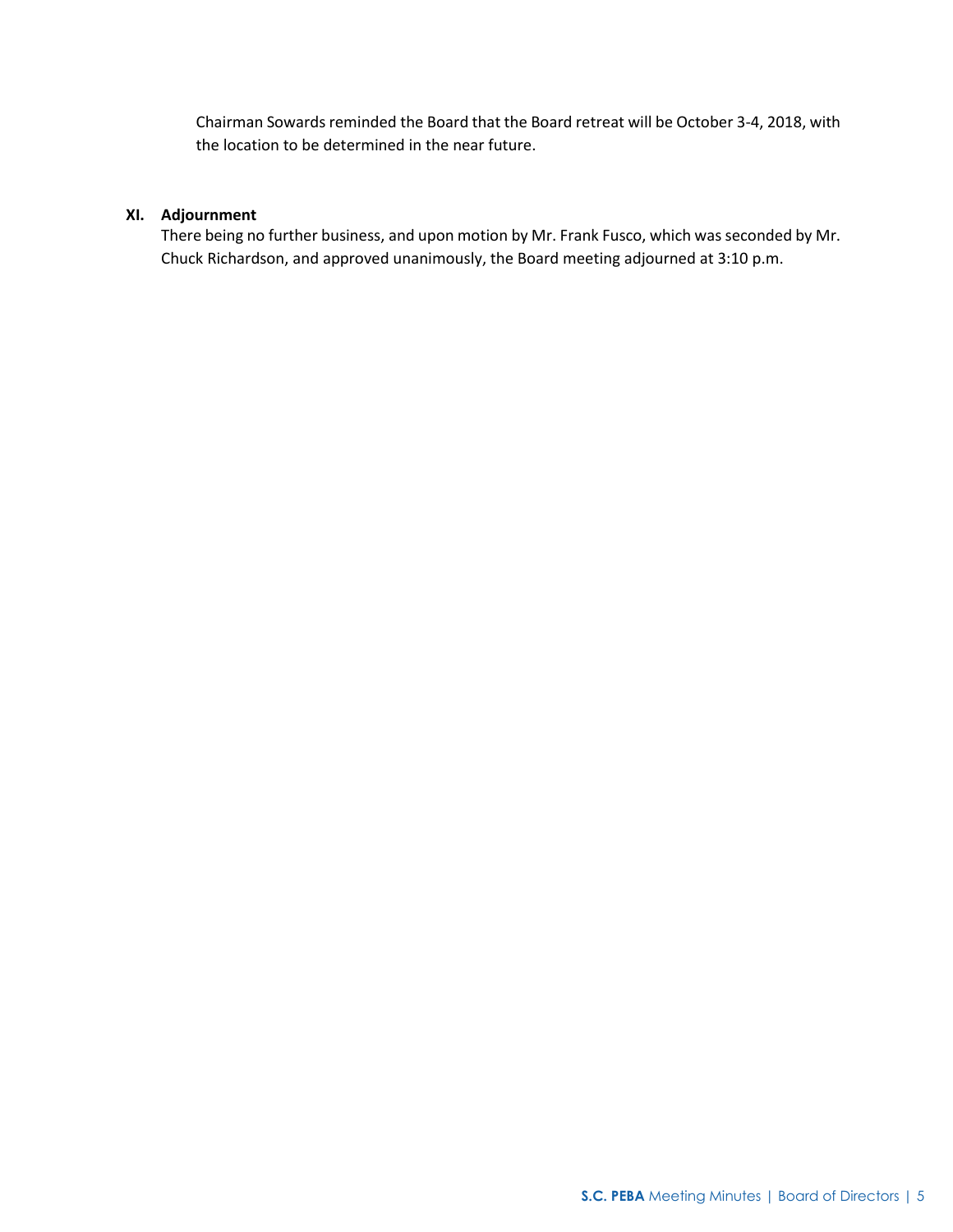Chairman Sowards reminded the Board that the Board retreat will be October 3-4, 2018, with the location to be determined in the near future.

## XI. Adjournment

There being no further business, and upon motion by Mr. Frank Fusco, which was seconded by Mr. Chuck Richardson, and approved unanimously, the Board meeting adjourned at 3:10 p.m.